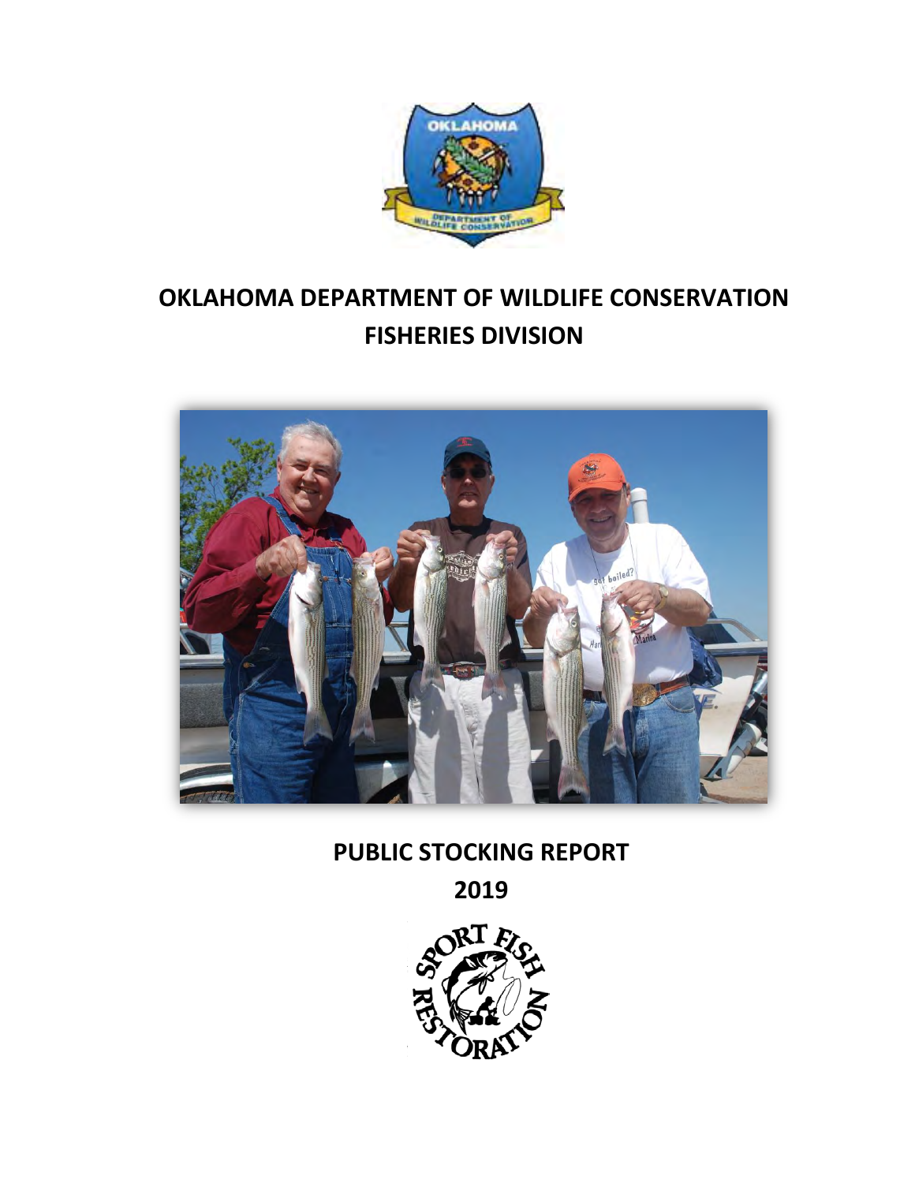# OKLAHOMA DEPARTMENT OF WILDLIFE CONSERVATION
# FISHERIES DIVISION

## PUBLIC STOCKING REPORT
## 2019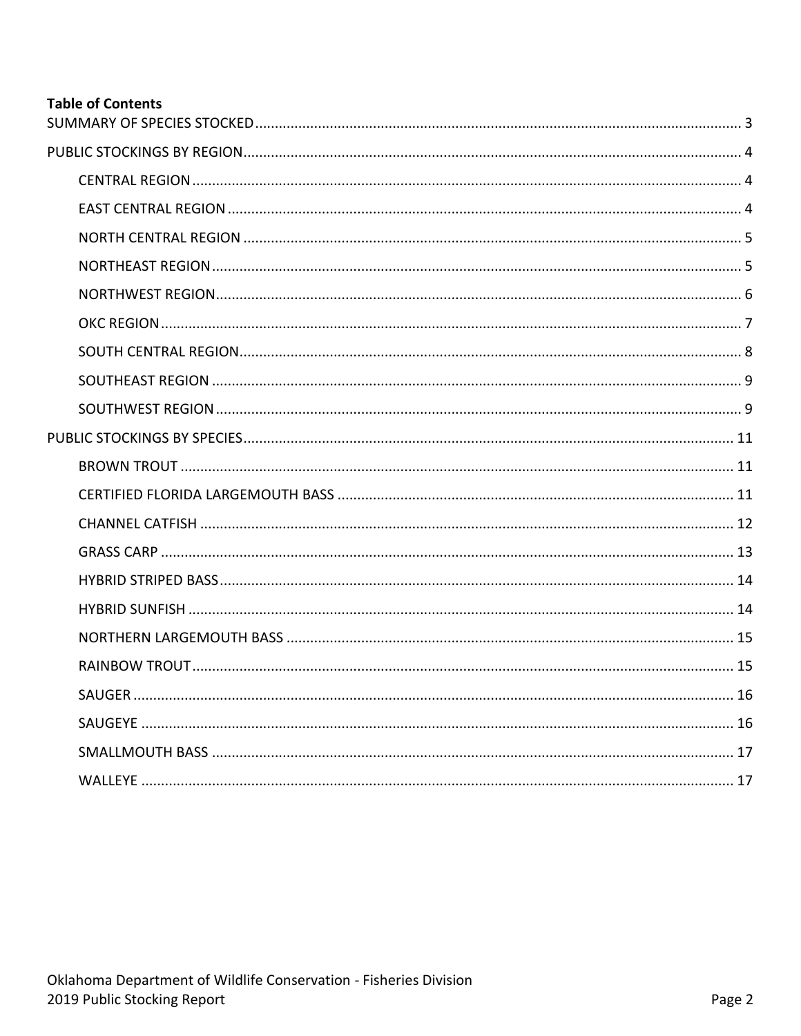**Table of Contents**

SUMMARY OF SPECIES STOCKED ........ 3

PUBLIC STOCKINGS BY REGION ........ 4

- CENTRAL REGION ........ 4
- EAST CENTRAL REGION ........ 4
- NORTH CENTRAL REGION ........ 5
- NORTHEAST REGION ........ 5
- NORTHWEST REGION ........ 6
- OKC REGION ........ 7
- SOUTH CENTRAL REGION ........ 8
- SOUTHEAST REGION ........ 9
- SOUTHWEST REGION ........ 9

PUBLIC STOCKINGS BY SPECIES ........ 11

- BROWN TROUT ........ 11
- CERTIFIED FLORIDA LARGEMOUTH BASS ........ 11
- CHANNEL CATFISH ........ 12
- GRASS CARP ........ 13
- HYBRID STRIPED BASS ........ 14
- HYBRID SUNFISH ........ 14
- NORTHERN LARGEMOUTH BASS ........ 15
- RAINBOW TROUT ........ 15
- SAUGER ........ 16
- SAUGEYE ........ 16
- SMALLMOUTH BASS ........ 17
- WALLEYE ........ 17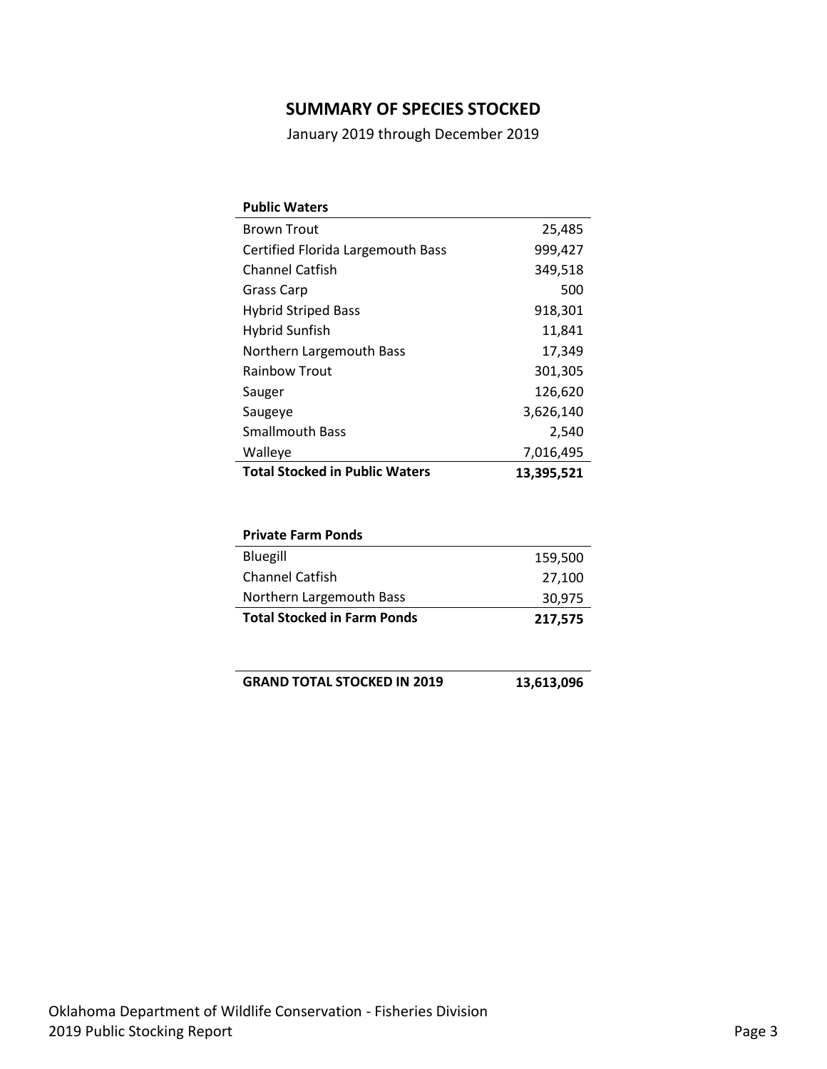## SUMMARY OF SPECIES STOCKED

January 2019 through December 2019

| Public Waters | |
|---|---|
| Brown Trout | 25,485 |
| Certified Florida Largemouth Bass | 999,427 |
| Channel Catfish | 349,518 |
| Grass Carp | 500 |
| Hybrid Striped Bass | 918,301 |
| Hybrid Sunfish | 11,841 |
| Northern Largemouth Bass | 17,349 |
| Rainbow Trout | 301,305 |
| Sauger | 126,620 |
| Saugeye | 3,626,140 |
| Smallmouth Bass | 2,540 |
| Walleye | 7,016,495 |
| **Total Stocked in Public Waters** | **13,395,521** |

| Private Farm Ponds | |
|---|---|
| Bluegill | 159,500 |
| Channel Catfish | 27,100 |
| Northern Largemouth Bass | 30,975 |
| **Total Stocked in Farm Ponds** | **217,575** |

| **GRAND TOTAL STOCKED IN 2019** | **13,613,096** |
|---|---|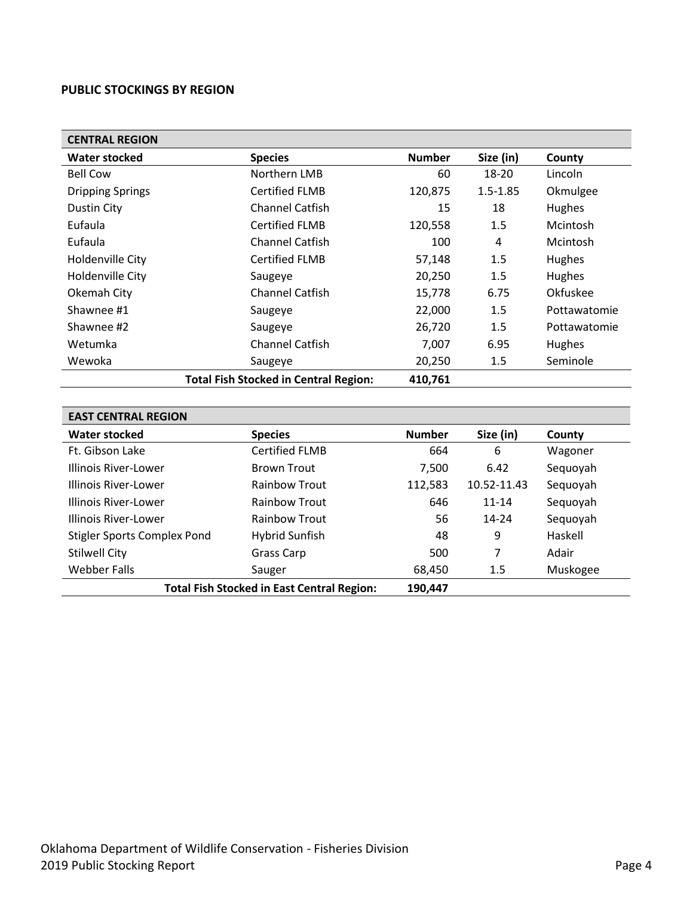## PUBLIC STOCKINGS BY REGION

| CENTRAL REGION | | | | |
|---|---|---|---|---|
| **Water stocked** | **Species** | **Number** | **Size (in)** | **County** |
| Bell Cow | Northern LMB | 60 | 18-20 | Lincoln |
| Dripping Springs | Certified FLMB | 120,875 | 1.5-1.85 | Okmulgee |
| Dustin City | Channel Catfish | 15 | 18 | Hughes |
| Eufaula | Certified FLMB | 120,558 | 1.5 | Mcintosh |
| Eufaula | Channel Catfish | 100 | 4 | Mcintosh |
| Holdenville City | Certified FLMB | 57,148 | 1.5 | Hughes |
| Holdenville City | Saugeye | 20,250 | 1.5 | Hughes |
| Okemah City | Channel Catfish | 15,778 | 6.75 | Okfuskee |
| Shawnee #1 | Saugeye | 22,000 | 1.5 | Pottawatomie |
| Shawnee #2 | Saugeye | 26,720 | 1.5 | Pottawatomie |
| Wetumka | Channel Catfish | 7,007 | 6.95 | Hughes |
| Wewoka | Saugeye | 20,250 | 1.5 | Seminole |
| | **Total Fish Stocked in Central Region:** | **410,761** | | |

| EAST CENTRAL REGION | | | | |
|---|---|---|---|---|
| **Water stocked** | **Species** | **Number** | **Size (in)** | **County** |
| Ft. Gibson Lake | Certified FLMB | 664 | 6 | Wagoner |
| Illinois River-Lower | Brown Trout | 7,500 | 6.42 | Sequoyah |
| Illinois River-Lower | Rainbow Trout | 112,583 | 10.52-11.43 | Sequoyah |
| Illinois River-Lower | Rainbow Trout | 646 | 11-14 | Sequoyah |
| Illinois River-Lower | Rainbow Trout | 56 | 14-24 | Sequoyah |
| Stigler Sports Complex Pond | Hybrid Sunfish | 48 | 9 | Haskell |
| Stilwell City | Grass Carp | 500 | 7 | Adair |
| Webber Falls | Sauger | 68,450 | 1.5 | Muskogee |
| | **Total Fish Stocked in East Central Region:** | **190,447** | | |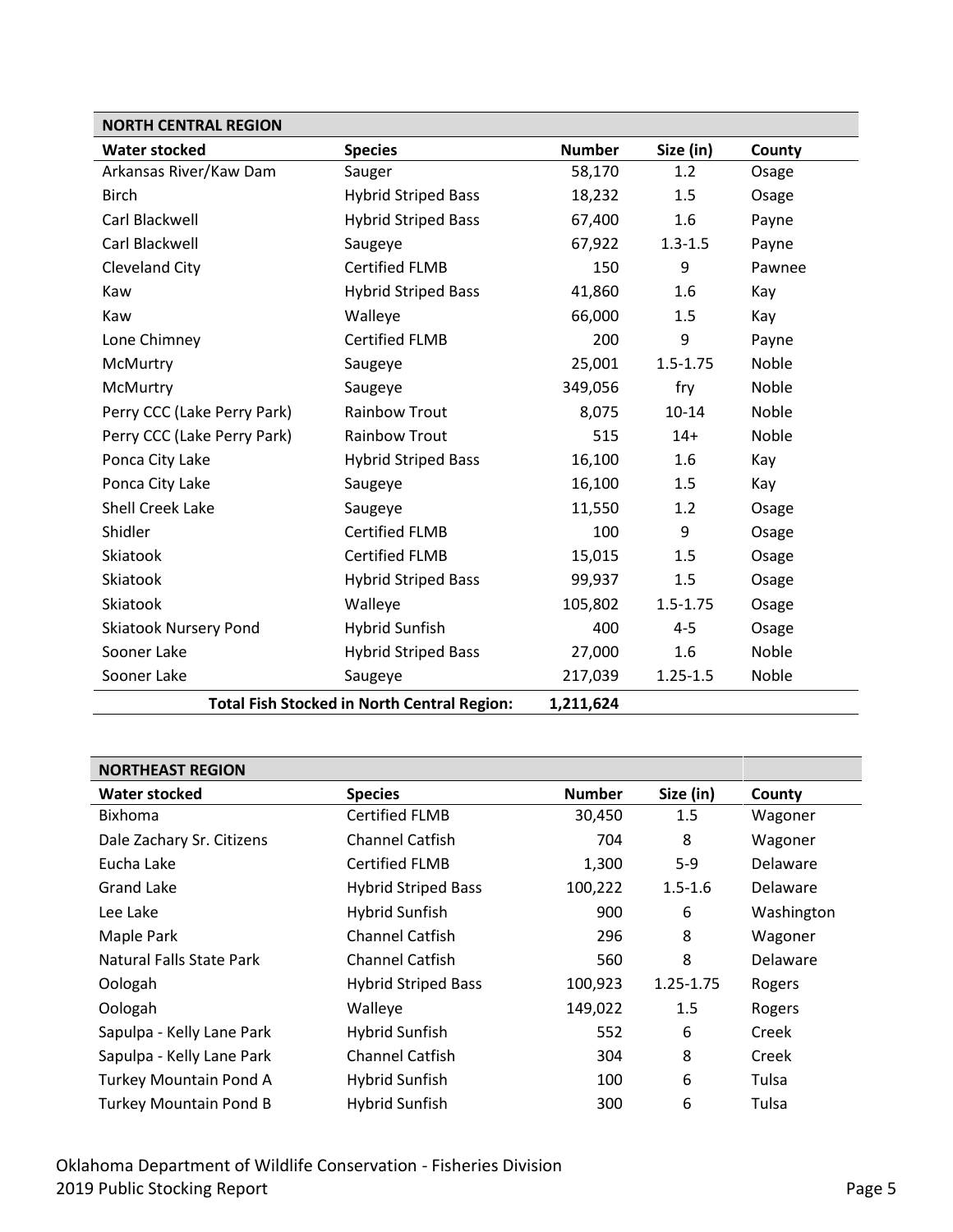| NORTH CENTRAL REGION | | | | |
|---|---|---|---|---|
| **Water stocked** | **Species** | **Number** | **Size (in)** | **County** |
| Arkansas River/Kaw Dam | Sauger | 58,170 | 1.2 | Osage |
| Birch | Hybrid Striped Bass | 18,232 | 1.5 | Osage |
| Carl Blackwell | Hybrid Striped Bass | 67,400 | 1.6 | Payne |
| Carl Blackwell | Saugeye | 67,922 | 1.3-1.5 | Payne |
| Cleveland City | Certified FLMB | 150 | 9 | Pawnee |
| Kaw | Hybrid Striped Bass | 41,860 | 1.6 | Kay |
| Kaw | Walleye | 66,000 | 1.5 | Kay |
| Lone Chimney | Certified FLMB | 200 | 9 | Payne |
| McMurtry | Saugeye | 25,001 | 1.5-1.75 | Noble |
| McMurtry | Saugeye | 349,056 | fry | Noble |
| Perry CCC (Lake Perry Park) | Rainbow Trout | 8,075 | 10-14 | Noble |
| Perry CCC (Lake Perry Park) | Rainbow Trout | 515 | 14+ | Noble |
| Ponca City Lake | Hybrid Striped Bass | 16,100 | 1.6 | Kay |
| Ponca City Lake | Saugeye | 16,100 | 1.5 | Kay |
| Shell Creek Lake | Saugeye | 11,550 | 1.2 | Osage |
| Shidler | Certified FLMB | 100 | 9 | Osage |
| Skiatook | Certified FLMB | 15,015 | 1.5 | Osage |
| Skiatook | Hybrid Striped Bass | 99,937 | 1.5 | Osage |
| Skiatook | Walleye | 105,802 | 1.5-1.75 | Osage |
| Skiatook Nursery Pond | Hybrid Sunfish | 400 | 4-5 | Osage |
| Sooner Lake | Hybrid Striped Bass | 27,000 | 1.6 | Noble |
| Sooner Lake | Saugeye | 217,039 | 1.25-1.5 | Noble |
| | **Total Fish Stocked in North Central Region:** | **1,211,624** | | |

| NORTHEAST REGION | | | | |
|---|---|---|---|---|
| **Water stocked** | **Species** | **Number** | **Size (in)** | **County** |
| Bixhoma | Certified FLMB | 30,450 | 1.5 | Wagoner |
| Dale Zachary Sr. Citizens | Channel Catfish | 704 | 8 | Wagoner |
| Eucha Lake | Certified FLMB | 1,300 | 5-9 | Delaware |
| Grand Lake | Hybrid Striped Bass | 100,222 | 1.5-1.6 | Delaware |
| Lee Lake | Hybrid Sunfish | 900 | 6 | Washington |
| Maple Park | Channel Catfish | 296 | 8 | Wagoner |
| Natural Falls State Park | Channel Catfish | 560 | 8 | Delaware |
| Oologah | Hybrid Striped Bass | 100,923 | 1.25-1.75 | Rogers |
| Oologah | Walleye | 149,022 | 1.5 | Rogers |
| Sapulpa - Kelly Lane Park | Hybrid Sunfish | 552 | 6 | Creek |
| Sapulpa - Kelly Lane Park | Channel Catfish | 304 | 8 | Creek |
| Turkey Mountain Pond A | Hybrid Sunfish | 100 | 6 | Tulsa |
| Turkey Mountain Pond B | Hybrid Sunfish | 300 | 6 | Tulsa |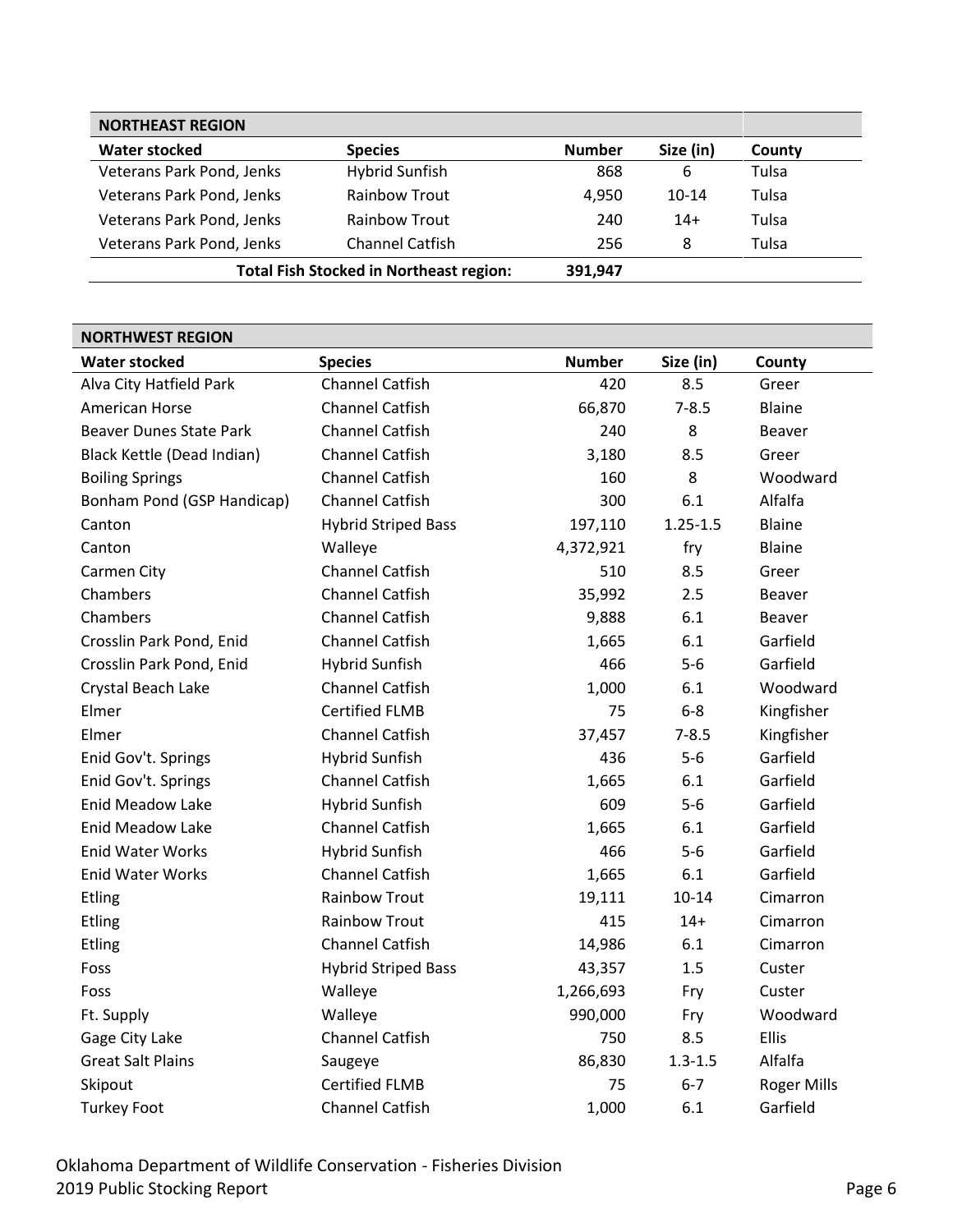| NORTHEAST REGION | | | | |
|---|---|---|---|---|
| **Water stocked** | **Species** | **Number** | **Size (in)** | **County** |
| Veterans Park Pond, Jenks | Hybrid Sunfish | 868 | 6 | Tulsa |
| Veterans Park Pond, Jenks | Rainbow Trout | 4,950 | 10-14 | Tulsa |
| Veterans Park Pond, Jenks | Rainbow Trout | 240 | 14+ | Tulsa |
| Veterans Park Pond, Jenks | Channel Catfish | 256 | 8 | Tulsa |
| | **Total Fish Stocked in Northeast region:** | **391,947** | | |

| NORTHWEST REGION | | | | |
|---|---|---|---|---|
| **Water stocked** | **Species** | **Number** | **Size (in)** | **County** |
| Alva City Hatfield Park | Channel Catfish | 420 | 8.5 | Greer |
| American Horse | Channel Catfish | 66,870 | 7-8.5 | Blaine |
| Beaver Dunes State Park | Channel Catfish | 240 | 8 | Beaver |
| Black Kettle (Dead Indian) | Channel Catfish | 3,180 | 8.5 | Greer |
| Boiling Springs | Channel Catfish | 160 | 8 | Woodward |
| Bonham Pond (GSP Handicap) | Channel Catfish | 300 | 6.1 | Alfalfa |
| Canton | Hybrid Striped Bass | 197,110 | 1.25-1.5 | Blaine |
| Canton | Walleye | 4,372,921 | fry | Blaine |
| Carmen City | Channel Catfish | 510 | 8.5 | Greer |
| Chambers | Channel Catfish | 35,992 | 2.5 | Beaver |
| Chambers | Channel Catfish | 9,888 | 6.1 | Beaver |
| Crosslin Park Pond, Enid | Channel Catfish | 1,665 | 6.1 | Garfield |
| Crosslin Park Pond, Enid | Hybrid Sunfish | 466 | 5-6 | Garfield |
| Crystal Beach Lake | Channel Catfish | 1,000 | 6.1 | Woodward |
| Elmer | Certified FLMB | 75 | 6-8 | Kingfisher |
| Elmer | Channel Catfish | 37,457 | 7-8.5 | Kingfisher |
| Enid Gov't. Springs | Hybrid Sunfish | 436 | 5-6 | Garfield |
| Enid Gov't. Springs | Channel Catfish | 1,665 | 6.1 | Garfield |
| Enid Meadow Lake | Hybrid Sunfish | 609 | 5-6 | Garfield |
| Enid Meadow Lake | Channel Catfish | 1,665 | 6.1 | Garfield |
| Enid Water Works | Hybrid Sunfish | 466 | 5-6 | Garfield |
| Enid Water Works | Channel Catfish | 1,665 | 6.1 | Garfield |
| Etling | Rainbow Trout | 19,111 | 10-14 | Cimarron |
| Etling | Rainbow Trout | 415 | 14+ | Cimarron |
| Etling | Channel Catfish | 14,986 | 6.1 | Cimarron |
| Foss | Hybrid Striped Bass | 43,357 | 1.5 | Custer |
| Foss | Walleye | 1,266,693 | Fry | Custer |
| Ft. Supply | Walleye | 990,000 | Fry | Woodward |
| Gage City Lake | Channel Catfish | 750 | 8.5 | Ellis |
| Great Salt Plains | Saugeye | 86,830 | 1.3-1.5 | Alfalfa |
| Skipout | Certified FLMB | 75 | 6-7 | Roger Mills |
| Turkey Foot | Channel Catfish | 1,000 | 6.1 | Garfield |

Oklahoma Department of Wildlife Conservation - Fisheries Division
2019 Public Stocking Report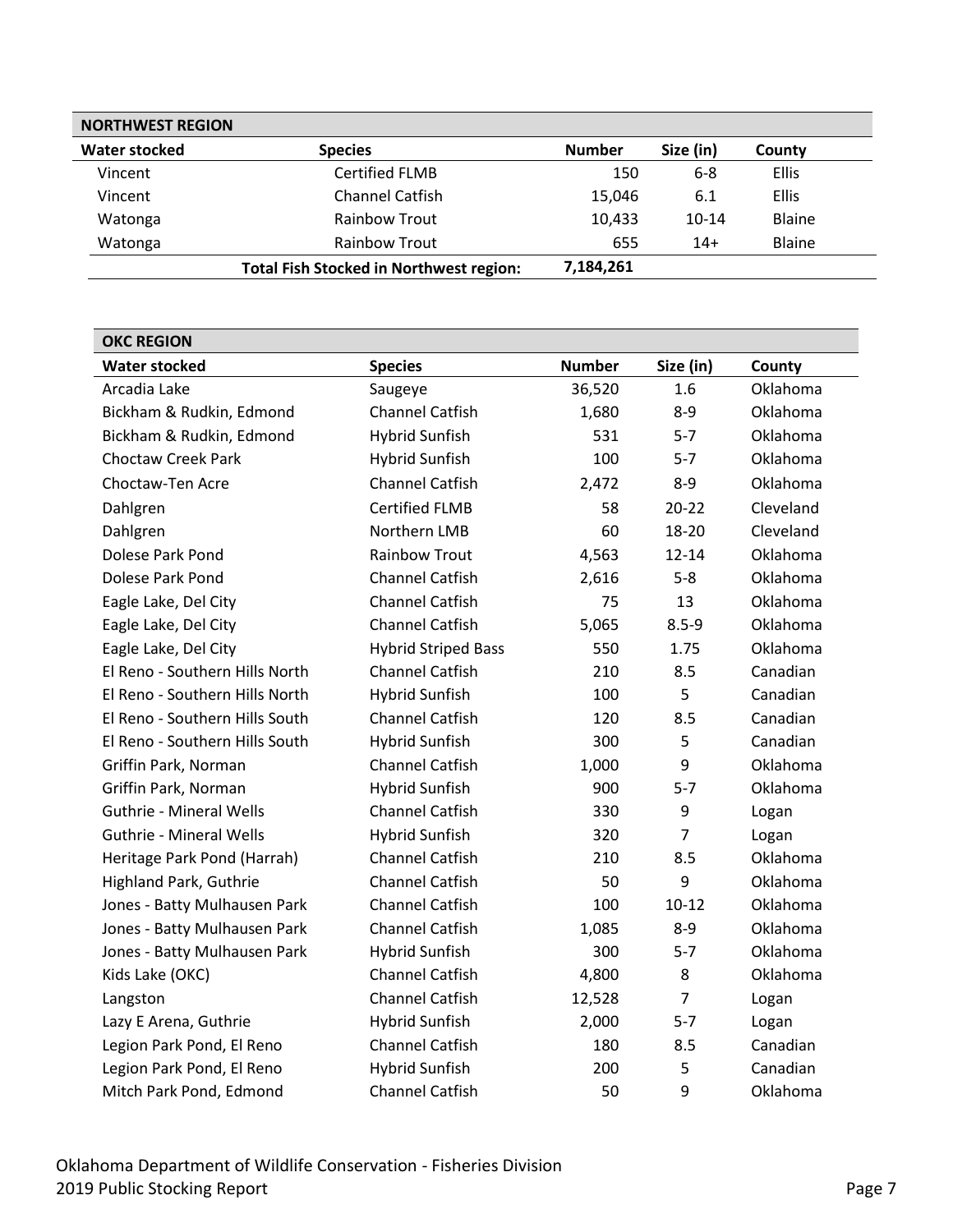| NORTHWEST REGION | | | | |
|---|---|---|---|---|
| **Water stocked** | **Species** | **Number** | **Size (in)** | **County** |
| Vincent | Certified FLMB | 150 | 6-8 | Ellis |
| Vincent | Channel Catfish | 15,046 | 6.1 | Ellis |
| Watonga | Rainbow Trout | 10,433 | 10-14 | Blaine |
| Watonga | Rainbow Trout | 655 | 14+ | Blaine |
| | **Total Fish Stocked in Northwest region:** | **7,184,261** | | |

| OKC REGION | | | | |
|---|---|---|---|---|
| **Water stocked** | **Species** | **Number** | **Size (in)** | **County** |
| Arcadia Lake | Saugeye | 36,520 | 1.6 | Oklahoma |
| Bickham & Rudkin, Edmond | Channel Catfish | 1,680 | 8-9 | Oklahoma |
| Bickham & Rudkin, Edmond | Hybrid Sunfish | 531 | 5-7 | Oklahoma |
| Choctaw Creek Park | Hybrid Sunfish | 100 | 5-7 | Oklahoma |
| Choctaw-Ten Acre | Channel Catfish | 2,472 | 8-9 | Oklahoma |
| Dahlgren | Certified FLMB | 58 | 20-22 | Cleveland |
| Dahlgren | Northern LMB | 60 | 18-20 | Cleveland |
| Dolese Park Pond | Rainbow Trout | 4,563 | 12-14 | Oklahoma |
| Dolese Park Pond | Channel Catfish | 2,616 | 5-8 | Oklahoma |
| Eagle Lake, Del City | Channel Catfish | 75 | 13 | Oklahoma |
| Eagle Lake, Del City | Channel Catfish | 5,065 | 8.5-9 | Oklahoma |
| Eagle Lake, Del City | Hybrid Striped Bass | 550 | 1.75 | Oklahoma |
| El Reno - Southern Hills North | Channel Catfish | 210 | 8.5 | Canadian |
| El Reno - Southern Hills North | Hybrid Sunfish | 100 | 5 | Canadian |
| El Reno - Southern Hills South | Channel Catfish | 120 | 8.5 | Canadian |
| El Reno - Southern Hills South | Hybrid Sunfish | 300 | 5 | Canadian |
| Griffin Park, Norman | Channel Catfish | 1,000 | 9 | Oklahoma |
| Griffin Park, Norman | Hybrid Sunfish | 900 | 5-7 | Oklahoma |
| Guthrie - Mineral Wells | Channel Catfish | 330 | 9 | Logan |
| Guthrie - Mineral Wells | Hybrid Sunfish | 320 | 7 | Logan |
| Heritage Park Pond (Harrah) | Channel Catfish | 210 | 8.5 | Oklahoma |
| Highland Park, Guthrie | Channel Catfish | 50 | 9 | Oklahoma |
| Jones - Batty Mulhausen Park | Channel Catfish | 100 | 10-12 | Oklahoma |
| Jones - Batty Mulhausen Park | Channel Catfish | 1,085 | 8-9 | Oklahoma |
| Jones - Batty Mulhausen Park | Hybrid Sunfish | 300 | 5-7 | Oklahoma |
| Kids Lake (OKC) | Channel Catfish | 4,800 | 8 | Oklahoma |
| Langston | Channel Catfish | 12,528 | 7 | Logan |
| Lazy E Arena, Guthrie | Hybrid Sunfish | 2,000 | 5-7 | Logan |
| Legion Park Pond, El Reno | Channel Catfish | 180 | 8.5 | Canadian |
| Legion Park Pond, El Reno | Hybrid Sunfish | 200 | 5 | Canadian |
| Mitch Park Pond, Edmond | Channel Catfish | 50 | 9 | Oklahoma |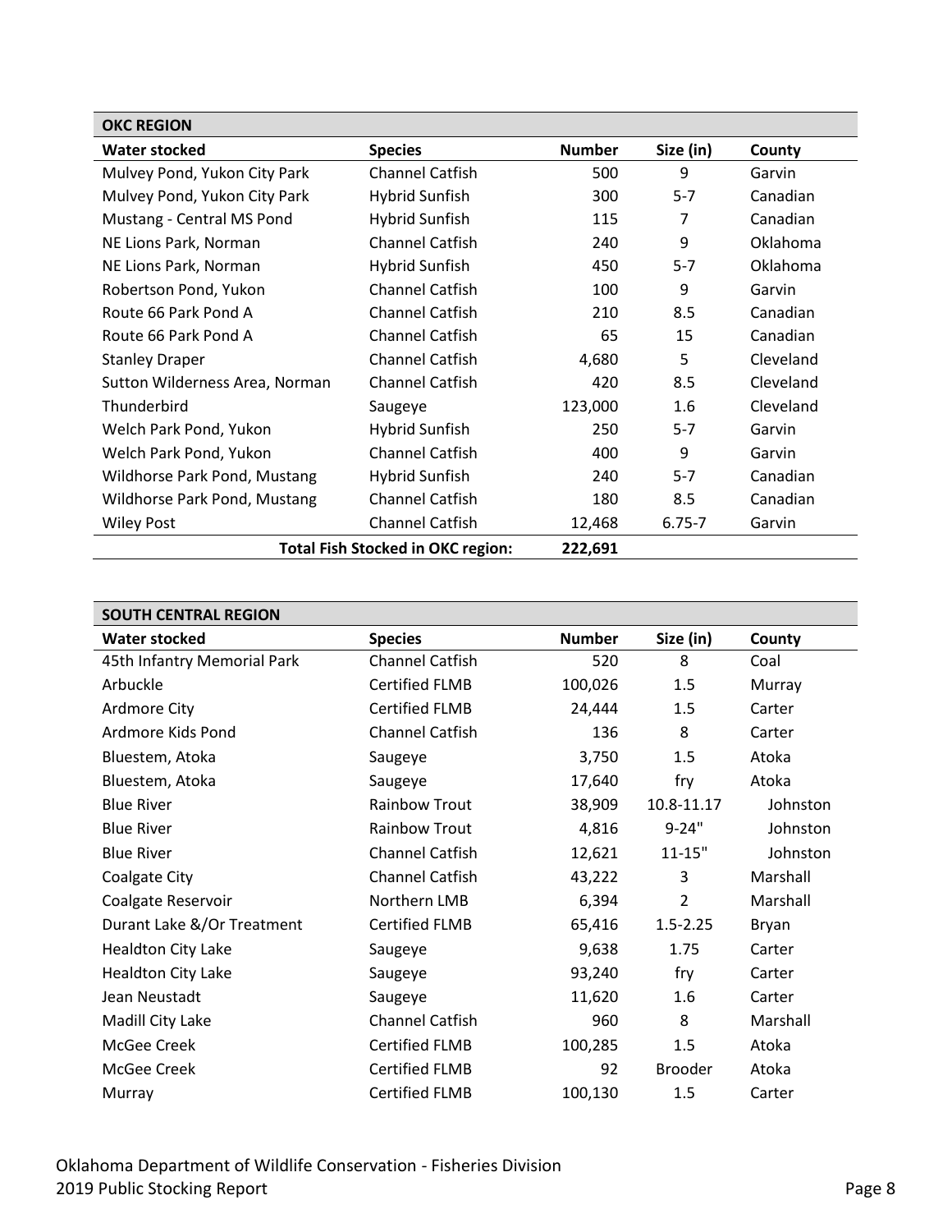| OKC REGION | | | | |
|---|---|---|---|---|
| **Water stocked** | **Species** | **Number** | **Size (in)** | **County** |
| Mulvey Pond, Yukon City Park | Channel Catfish | 500 | 9 | Garvin |
| Mulvey Pond, Yukon City Park | Hybrid Sunfish | 300 | 5-7 | Canadian |
| Mustang - Central MS Pond | Hybrid Sunfish | 115 | 7 | Canadian |
| NE Lions Park, Norman | Channel Catfish | 240 | 9 | Oklahoma |
| NE Lions Park, Norman | Hybrid Sunfish | 450 | 5-7 | Oklahoma |
| Robertson Pond, Yukon | Channel Catfish | 100 | 9 | Garvin |
| Route 66 Park Pond A | Channel Catfish | 210 | 8.5 | Canadian |
| Route 66 Park Pond A | Channel Catfish | 65 | 15 | Canadian |
| Stanley Draper | Channel Catfish | 4,680 | 5 | Cleveland |
| Sutton Wilderness Area, Norman | Channel Catfish | 420 | 8.5 | Cleveland |
| Thunderbird | Saugeye | 123,000 | 1.6 | Cleveland |
| Welch Park Pond, Yukon | Hybrid Sunfish | 250 | 5-7 | Garvin |
| Welch Park Pond, Yukon | Channel Catfish | 400 | 9 | Garvin |
| Wildhorse Park Pond, Mustang | Hybrid Sunfish | 240 | 5-7 | Canadian |
| Wildhorse Park Pond, Mustang | Channel Catfish | 180 | 8.5 | Canadian |
| Wiley Post | Channel Catfish | 12,468 | 6.75-7 | Garvin |
| | **Total Fish Stocked in OKC region:** | **222,691** | | |

| SOUTH CENTRAL REGION | | | | |
|---|---|---|---|---|
| **Water stocked** | **Species** | **Number** | **Size (in)** | **County** |
| 45th Infantry Memorial Park | Channel Catfish | 520 | 8 | Coal |
| Arbuckle | Certified FLMB | 100,026 | 1.5 | Murray |
| Ardmore City | Certified FLMB | 24,444 | 1.5 | Carter |
| Ardmore Kids Pond | Channel Catfish | 136 | 8 | Carter |
| Bluestem, Atoka | Saugeye | 3,750 | 1.5 | Atoka |
| Bluestem, Atoka | Saugeye | 17,640 | fry | Atoka |
| Blue River | Rainbow Trout | 38,909 | 10.8-11.17 | Johnston |
| Blue River | Rainbow Trout | 4,816 | 9-24" | Johnston |
| Blue River | Channel Catfish | 12,621 | 11-15" | Johnston |
| Coalgate City | Channel Catfish | 43,222 | 3 | Marshall |
| Coalgate Reservoir | Northern LMB | 6,394 | 2 | Marshall |
| Durant Lake &/Or Treatment | Certified FLMB | 65,416 | 1.5-2.25 | Bryan |
| Healdton City Lake | Saugeye | 9,638 | 1.75 | Carter |
| Healdton City Lake | Saugeye | 93,240 | fry | Carter |
| Jean Neustadt | Saugeye | 11,620 | 1.6 | Carter |
| Madill City Lake | Channel Catfish | 960 | 8 | Marshall |
| McGee Creek | Certified FLMB | 100,285 | 1.5 | Atoka |
| McGee Creek | Certified FLMB | 92 | Brooder | Atoka |
| Murray | Certified FLMB | 100,130 | 1.5 | Carter |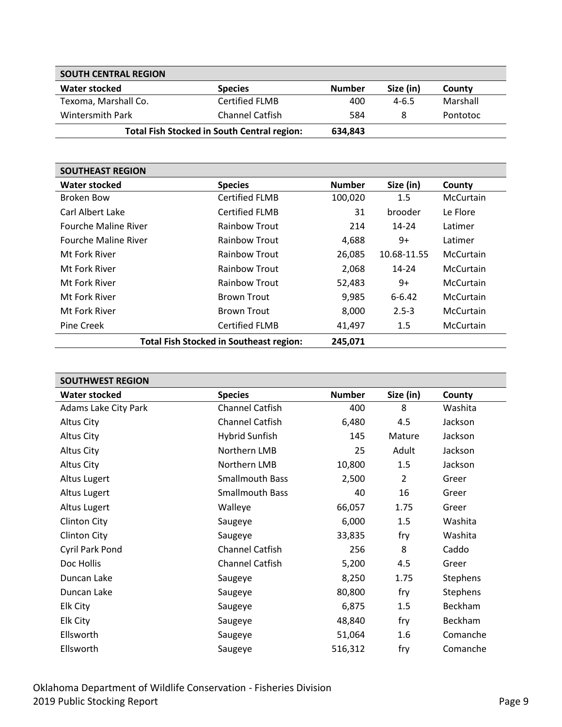| SOUTH CENTRAL REGION | | | | |
|---|---|---|---|---|
| **Water stocked** | **Species** | **Number** | **Size (in)** | **County** |
| Texoma, Marshall Co. | Certified FLMB | 400 | 4-6.5 | Marshall |
| Wintersmith Park | Channel Catfish | 584 | 8 | Pontotoc |
| | **Total Fish Stocked in South Central region:** | **634,843** | | |

| SOUTHEAST REGION | | | | |
|---|---|---|---|---|
| **Water stocked** | **Species** | **Number** | **Size (in)** | **County** |
| Broken Bow | Certified FLMB | 100,020 | 1.5 | McCurtain |
| Carl Albert Lake | Certified FLMB | 31 | brooder | Le Flore |
| Fourche Maline River | Rainbow Trout | 214 | 14-24 | Latimer |
| Fourche Maline River | Rainbow Trout | 4,688 | 9+ | Latimer |
| Mt Fork River | Rainbow Trout | 26,085 | 10.68-11.55 | McCurtain |
| Mt Fork River | Rainbow Trout | 2,068 | 14-24 | McCurtain |
| Mt Fork River | Rainbow Trout | 52,483 | 9+ | McCurtain |
| Mt Fork River | Brown Trout | 9,985 | 6-6.42 | McCurtain |
| Mt Fork River | Brown Trout | 8,000 | 2.5-3 | McCurtain |
| Pine Creek | Certified FLMB | 41,497 | 1.5 | McCurtain |
| | **Total Fish Stocked in Southeast region:** | **245,071** | | |

| SOUTHWEST REGION | | | | |
|---|---|---|---|---|
| **Water stocked** | **Species** | **Number** | **Size (in)** | **County** |
| Adams Lake City Park | Channel Catfish | 400 | 8 | Washita |
| Altus City | Channel Catfish | 6,480 | 4.5 | Jackson |
| Altus City | Hybrid Sunfish | 145 | Mature | Jackson |
| Altus City | Northern LMB | 25 | Adult | Jackson |
| Altus City | Northern LMB | 10,800 | 1.5 | Jackson |
| Altus Lugert | Smallmouth Bass | 2,500 | 2 | Greer |
| Altus Lugert | Smallmouth Bass | 40 | 16 | Greer |
| Altus Lugert | Walleye | 66,057 | 1.75 | Greer |
| Clinton City | Saugeye | 6,000 | 1.5 | Washita |
| Clinton City | Saugeye | 33,835 | fry | Washita |
| Cyril Park Pond | Channel Catfish | 256 | 8 | Caddo |
| Doc Hollis | Channel Catfish | 5,200 | 4.5 | Greer |
| Duncan Lake | Saugeye | 8,250 | 1.75 | Stephens |
| Duncan Lake | Saugeye | 80,800 | fry | Stephens |
| Elk City | Saugeye | 6,875 | 1.5 | Beckham |
| Elk City | Saugeye | 48,840 | fry | Beckham |
| Ellsworth | Saugeye | 51,064 | 1.6 | Comanche |
| Ellsworth | Saugeye | 516,312 | fry | Comanche |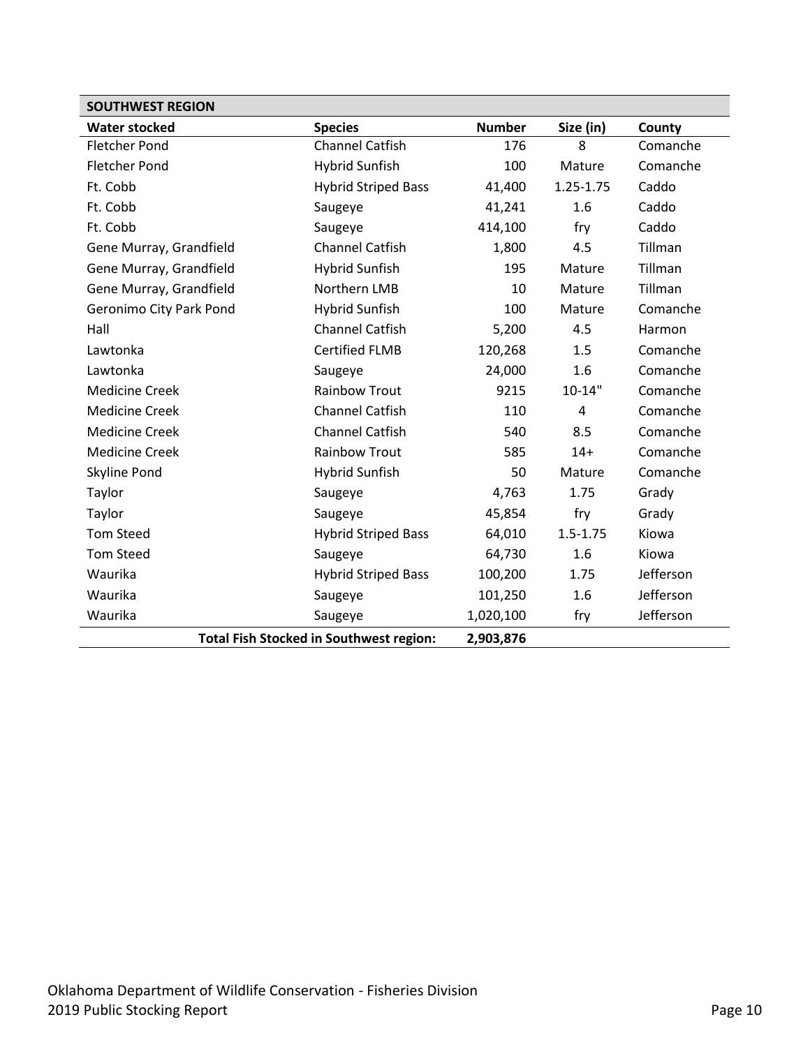| SOUTHWEST REGION | | | | |
|---|---|---|---|---|
| **Water stocked** | **Species** | **Number** | **Size (in)** | **County** |
| Fletcher Pond | Channel Catfish | 176 | 8 | Comanche |
| Fletcher Pond | Hybrid Sunfish | 100 | Mature | Comanche |
| Ft. Cobb | Hybrid Striped Bass | 41,400 | 1.25-1.75 | Caddo |
| Ft. Cobb | Saugeye | 41,241 | 1.6 | Caddo |
| Ft. Cobb | Saugeye | 414,100 | fry | Caddo |
| Gene Murray, Grandfield | Channel Catfish | 1,800 | 4.5 | Tillman |
| Gene Murray, Grandfield | Hybrid Sunfish | 195 | Mature | Tillman |
| Gene Murray, Grandfield | Northern LMB | 10 | Mature | Tillman |
| Geronimo City Park Pond | Hybrid Sunfish | 100 | Mature | Comanche |
| Hall | Channel Catfish | 5,200 | 4.5 | Harmon |
| Lawtonka | Certified FLMB | 120,268 | 1.5 | Comanche |
| Lawtonka | Saugeye | 24,000 | 1.6 | Comanche |
| Medicine Creek | Rainbow Trout | 9215 | 10-14" | Comanche |
| Medicine Creek | Channel Catfish | 110 | 4 | Comanche |
| Medicine Creek | Channel Catfish | 540 | 8.5 | Comanche |
| Medicine Creek | Rainbow Trout | 585 | 14+ | Comanche |
| Skyline Pond | Hybrid Sunfish | 50 | Mature | Comanche |
| Taylor | Saugeye | 4,763 | 1.75 | Grady |
| Taylor | Saugeye | 45,854 | fry | Grady |
| Tom Steed | Hybrid Striped Bass | 64,010 | 1.5-1.75 | Kiowa |
| Tom Steed | Saugeye | 64,730 | 1.6 | Kiowa |
| Waurika | Hybrid Striped Bass | 100,200 | 1.75 | Jefferson |
| Waurika | Saugeye | 101,250 | 1.6 | Jefferson |
| Waurika | Saugeye | 1,020,100 | fry | Jefferson |
| | **Total Fish Stocked in Southwest region:** | **2,903,876** | | |

Oklahoma Department of Wildlife Conservation - Fisheries Division
2019 Public Stocking Report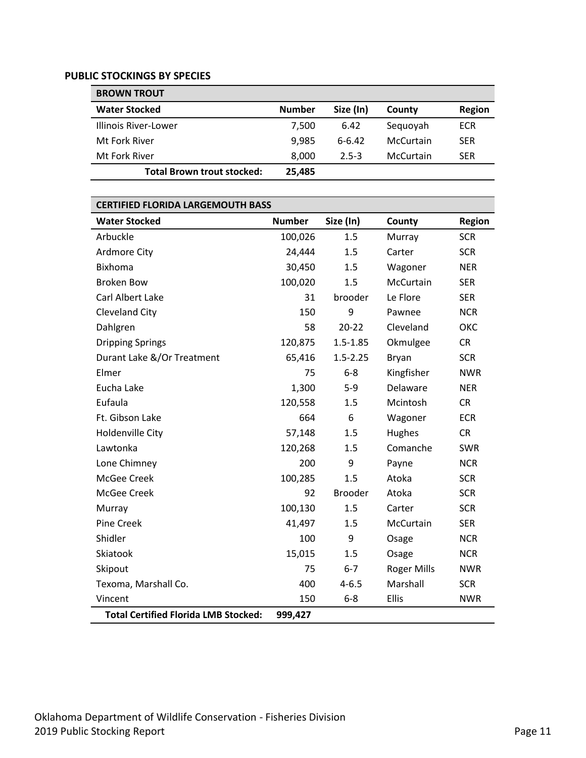**PUBLIC STOCKINGS BY SPECIES**

| BROWN TROUT | | | | |
|---|---|---|---|---|
| **Water Stocked** | **Number** | **Size (In)** | **County** | **Region** |
| Illinois River-Lower | 7,500 | 6.42 | Sequoyah | ECR |
| Mt Fork River | 9,985 | 6-6.42 | McCurtain | SER |
| Mt Fork River | 8,000 | 2.5-3 | McCurtain | SER |
| **Total Brown trout stocked:** | **25,485** | | | |

| CERTIFIED FLORIDA LARGEMOUTH BASS | | | | |
|---|---|---|---|---|
| **Water Stocked** | **Number** | **Size (In)** | **County** | **Region** |
| Arbuckle | 100,026 | 1.5 | Murray | SCR |
| Ardmore City | 24,444 | 1.5 | Carter | SCR |
| Bixhoma | 30,450 | 1.5 | Wagoner | NER |
| Broken Bow | 100,020 | 1.5 | McCurtain | SER |
| Carl Albert Lake | 31 | brooder | Le Flore | SER |
| Cleveland City | 150 | 9 | Pawnee | NCR |
| Dahlgren | 58 | 20-22 | Cleveland | OKC |
| Dripping Springs | 120,875 | 1.5-1.85 | Okmulgee | CR |
| Durant Lake &/Or Treatment | 65,416 | 1.5-2.25 | Bryan | SCR |
| Elmer | 75 | 6-8 | Kingfisher | NWR |
| Eucha Lake | 1,300 | 5-9 | Delaware | NER |
| Eufaula | 120,558 | 1.5 | Mcintosh | CR |
| Ft. Gibson Lake | 664 | 6 | Wagoner | ECR |
| Holdenville City | 57,148 | 1.5 | Hughes | CR |
| Lawtonka | 120,268 | 1.5 | Comanche | SWR |
| Lone Chimney | 200 | 9 | Payne | NCR |
| McGee Creek | 100,285 | 1.5 | Atoka | SCR |
| McGee Creek | 92 | Brooder | Atoka | SCR |
| Murray | 100,130 | 1.5 | Carter | SCR |
| Pine Creek | 41,497 | 1.5 | McCurtain | SER |
| Shidler | 100 | 9 | Osage | NCR |
| Skiatook | 15,015 | 1.5 | Osage | NCR |
| Skipout | 75 | 6-7 | Roger Mills | NWR |
| Texoma, Marshall Co. | 400 | 4-6.5 | Marshall | SCR |
| Vincent | 150 | 6-8 | Ellis | NWR |
| **Total Certified Florida LMB Stocked:** | **999,427** | | | |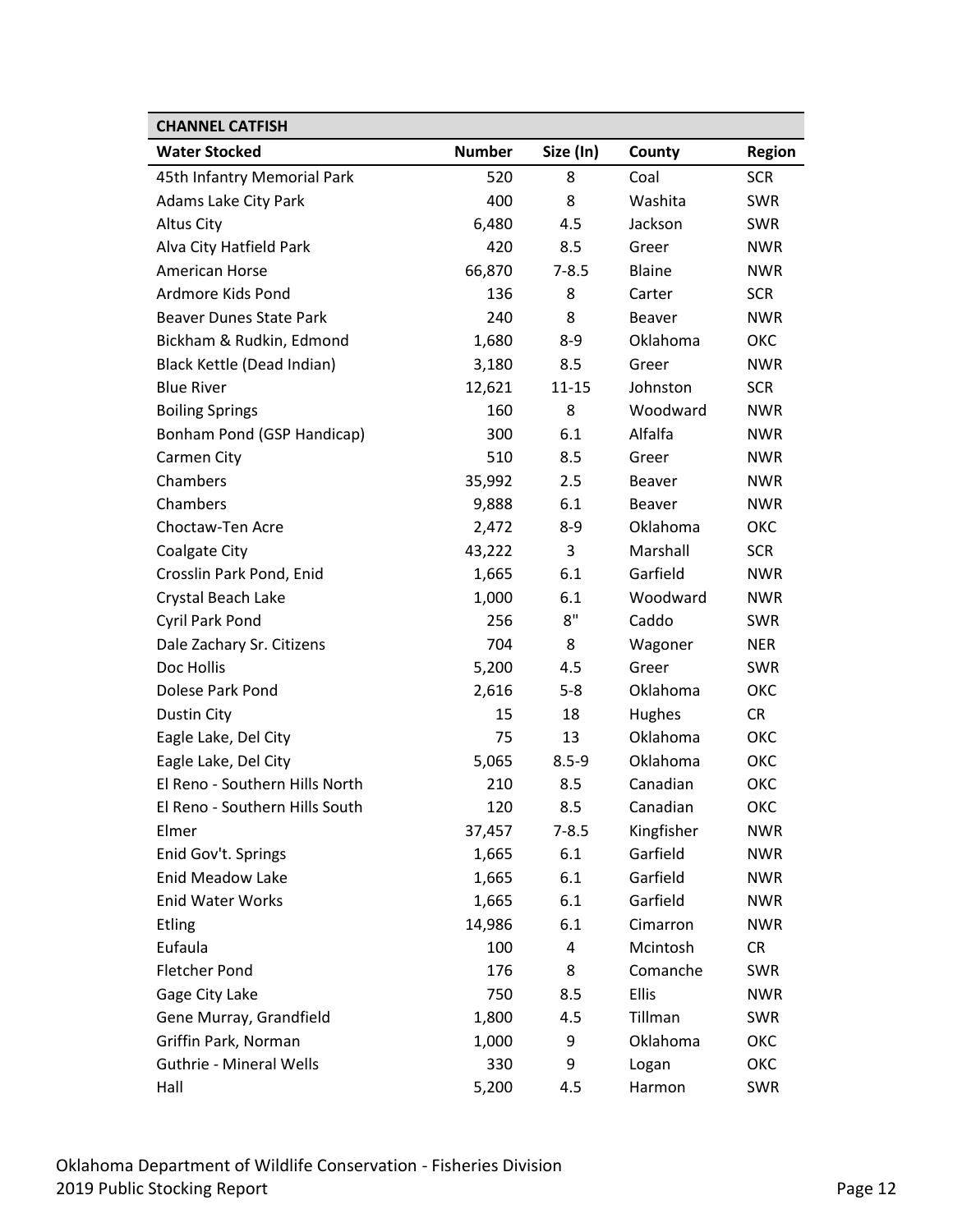| CHANNEL CATFISH | | | | |
| --- | --- | --- | --- | --- |
| **Water Stocked** | **Number** | **Size (In)** | **County** | **Region** |
| 45th Infantry Memorial Park | 520 | 8 | Coal | SCR |
| Adams Lake City Park | 400 | 8 | Washita | SWR |
| Altus City | 6,480 | 4.5 | Jackson | SWR |
| Alva City Hatfield Park | 420 | 8.5 | Greer | NWR |
| American Horse | 66,870 | 7-8.5 | Blaine | NWR |
| Ardmore Kids Pond | 136 | 8 | Carter | SCR |
| Beaver Dunes State Park | 240 | 8 | Beaver | NWR |
| Bickham & Rudkin, Edmond | 1,680 | 8-9 | Oklahoma | OKC |
| Black Kettle (Dead Indian) | 3,180 | 8.5 | Greer | NWR |
| Blue River | 12,621 | 11-15 | Johnston | SCR |
| Boiling Springs | 160 | 8 | Woodward | NWR |
| Bonham Pond (GSP Handicap) | 300 | 6.1 | Alfalfa | NWR |
| Carmen City | 510 | 8.5 | Greer | NWR |
| Chambers | 35,992 | 2.5 | Beaver | NWR |
| Chambers | 9,888 | 6.1 | Beaver | NWR |
| Choctaw-Ten Acre | 2,472 | 8-9 | Oklahoma | OKC |
| Coalgate City | 43,222 | 3 | Marshall | SCR |
| Crosslin Park Pond, Enid | 1,665 | 6.1 | Garfield | NWR |
| Crystal Beach Lake | 1,000 | 6.1 | Woodward | NWR |
| Cyril Park Pond | 256 | 8" | Caddo | SWR |
| Dale Zachary Sr. Citizens | 704 | 8 | Wagoner | NER |
| Doc Hollis | 5,200 | 4.5 | Greer | SWR |
| Dolese Park Pond | 2,616 | 5-8 | Oklahoma | OKC |
| Dustin City | 15 | 18 | Hughes | CR |
| Eagle Lake, Del City | 75 | 13 | Oklahoma | OKC |
| Eagle Lake, Del City | 5,065 | 8.5-9 | Oklahoma | OKC |
| El Reno - Southern Hills North | 210 | 8.5 | Canadian | OKC |
| El Reno - Southern Hills South | 120 | 8.5 | Canadian | OKC |
| Elmer | 37,457 | 7-8.5 | Kingfisher | NWR |
| Enid Gov't. Springs | 1,665 | 6.1 | Garfield | NWR |
| Enid Meadow Lake | 1,665 | 6.1 | Garfield | NWR |
| Enid Water Works | 1,665 | 6.1 | Garfield | NWR |
| Etling | 14,986 | 6.1 | Cimarron | NWR |
| Eufaula | 100 | 4 | Mcintosh | CR |
| Fletcher Pond | 176 | 8 | Comanche | SWR |
| Gage City Lake | 750 | 8.5 | Ellis | NWR |
| Gene Murray, Grandfield | 1,800 | 4.5 | Tillman | SWR |
| Griffin Park, Norman | 1,000 | 9 | Oklahoma | OKC |
| Guthrie - Mineral Wells | 330 | 9 | Logan | OKC |
| Hall | 5,200 | 4.5 | Harmon | SWR |

Oklahoma Department of Wildlife Conservation - Fisheries Division
2019 Public Stocking Report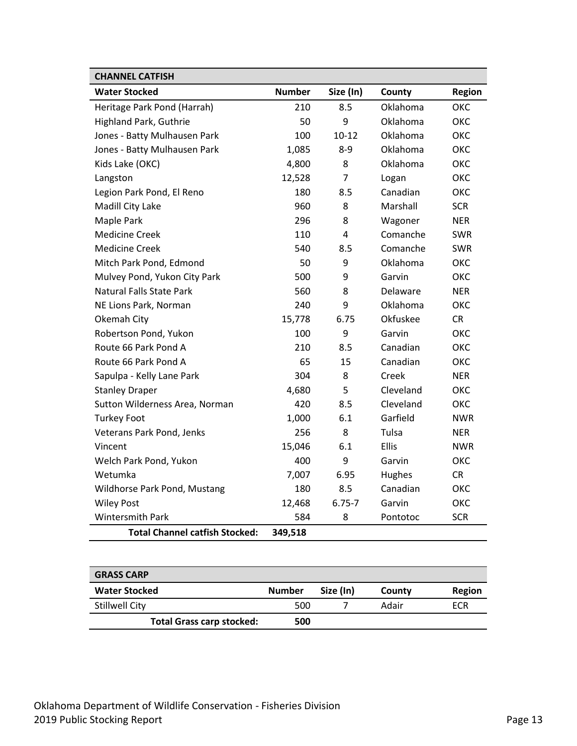| CHANNEL CATFISH | | | | |
|---|---|---|---|---|
| **Water Stocked** | **Number** | **Size (In)** | **County** | **Region** |
| Heritage Park Pond (Harrah) | 210 | 8.5 | Oklahoma | OKC |
| Highland Park, Guthrie | 50 | 9 | Oklahoma | OKC |
| Jones - Batty Mulhausen Park | 100 | 10-12 | Oklahoma | OKC |
| Jones - Batty Mulhausen Park | 1,085 | 8-9 | Oklahoma | OKC |
| Kids Lake (OKC) | 4,800 | 8 | Oklahoma | OKC |
| Langston | 12,528 | 7 | Logan | OKC |
| Legion Park Pond, El Reno | 180 | 8.5 | Canadian | OKC |
| Madill City Lake | 960 | 8 | Marshall | SCR |
| Maple Park | 296 | 8 | Wagoner | NER |
| Medicine Creek | 110 | 4 | Comanche | SWR |
| Medicine Creek | 540 | 8.5 | Comanche | SWR |
| Mitch Park Pond, Edmond | 50 | 9 | Oklahoma | OKC |
| Mulvey Pond, Yukon City Park | 500 | 9 | Garvin | OKC |
| Natural Falls State Park | 560 | 8 | Delaware | NER |
| NE Lions Park, Norman | 240 | 9 | Oklahoma | OKC |
| Okemah City | 15,778 | 6.75 | Okfuskee | CR |
| Robertson Pond, Yukon | 100 | 9 | Garvin | OKC |
| Route 66 Park Pond A | 210 | 8.5 | Canadian | OKC |
| Route 66 Park Pond A | 65 | 15 | Canadian | OKC |
| Sapulpa - Kelly Lane Park | 304 | 8 | Creek | NER |
| Stanley Draper | 4,680 | 5 | Cleveland | OKC |
| Sutton Wilderness Area, Norman | 420 | 8.5 | Cleveland | OKC |
| Turkey Foot | 1,000 | 6.1 | Garfield | NWR |
| Veterans Park Pond, Jenks | 256 | 8 | Tulsa | NER |
| Vincent | 15,046 | 6.1 | Ellis | NWR |
| Welch Park Pond, Yukon | 400 | 9 | Garvin | OKC |
| Wetumka | 7,007 | 6.95 | Hughes | CR |
| Wildhorse Park Pond, Mustang | 180 | 8.5 | Canadian | OKC |
| Wiley Post | 12,468 | 6.75-7 | Garvin | OKC |
| Wintersmith Park | 584 | 8 | Pontotoc | SCR |
| **Total Channel catfish Stocked:** | **349,518** | | | |

| GRASS CARP | | | | |
|---|---|---|---|---|
| **Water Stocked** | **Number** | **Size (In)** | **County** | **Region** |
| Stillwell City | 500 | 7 | Adair | ECR |
| **Total Grass carp stocked:** | **500** | | | |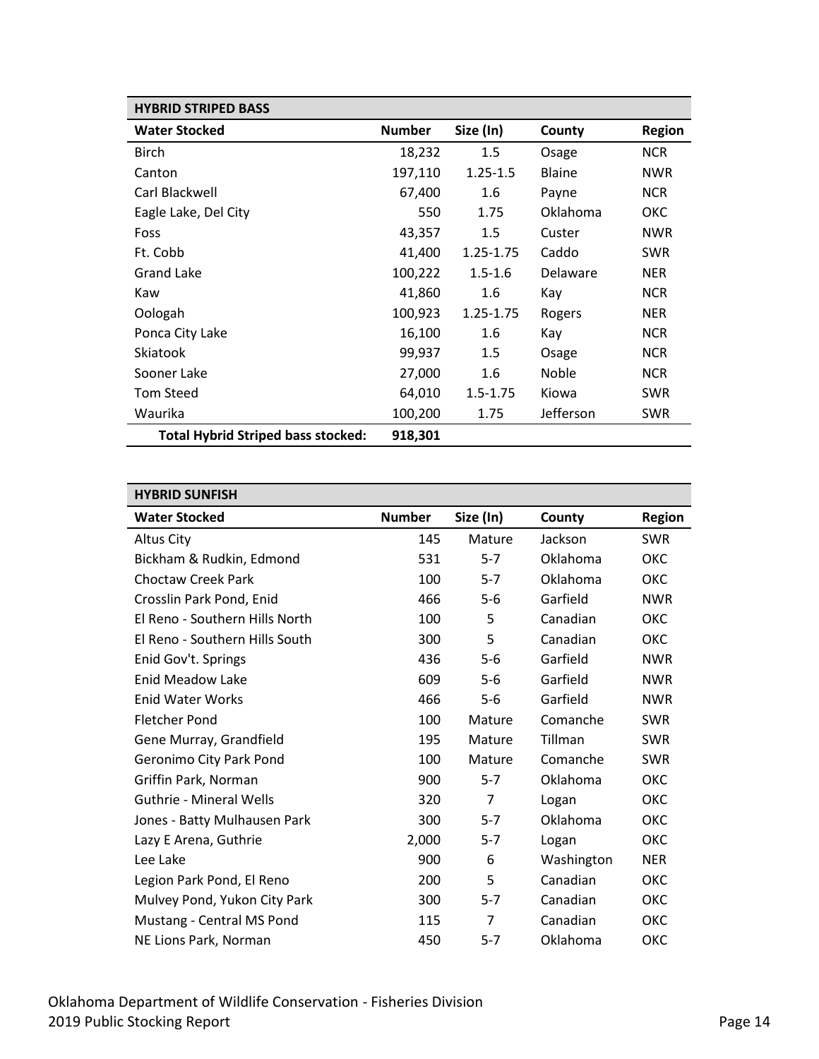| HYBRID STRIPED BASS | | | | |
|---|---|---|---|---|
| **Water Stocked** | **Number** | **Size (In)** | **County** | **Region** |
| Birch | 18,232 | 1.5 | Osage | NCR |
| Canton | 197,110 | 1.25-1.5 | Blaine | NWR |
| Carl Blackwell | 67,400 | 1.6 | Payne | NCR |
| Eagle Lake, Del City | 550 | 1.75 | Oklahoma | OKC |
| Foss | 43,357 | 1.5 | Custer | NWR |
| Ft. Cobb | 41,400 | 1.25-1.75 | Caddo | SWR |
| Grand Lake | 100,222 | 1.5-1.6 | Delaware | NER |
| Kaw | 41,860 | 1.6 | Kay | NCR |
| Oologah | 100,923 | 1.25-1.75 | Rogers | NER |
| Ponca City Lake | 16,100 | 1.6 | Kay | NCR |
| Skiatook | 99,937 | 1.5 | Osage | NCR |
| Sooner Lake | 27,000 | 1.6 | Noble | NCR |
| Tom Steed | 64,010 | 1.5-1.75 | Kiowa | SWR |
| Waurika | 100,200 | 1.75 | Jefferson | SWR |
| **Total Hybrid Striped bass stocked:** | **918,301** | | | |

| HYBRID SUNFISH | | | | |
|---|---|---|---|---|
| **Water Stocked** | **Number** | **Size (In)** | **County** | **Region** |
| Altus City | 145 | Mature | Jackson | SWR |
| Bickham & Rudkin, Edmond | 531 | 5-7 | Oklahoma | OKC |
| Choctaw Creek Park | 100 | 5-7 | Oklahoma | OKC |
| Crosslin Park Pond, Enid | 466 | 5-6 | Garfield | NWR |
| El Reno - Southern Hills North | 100 | 5 | Canadian | OKC |
| El Reno - Southern Hills South | 300 | 5 | Canadian | OKC |
| Enid Gov't. Springs | 436 | 5-6 | Garfield | NWR |
| Enid Meadow Lake | 609 | 5-6 | Garfield | NWR |
| Enid Water Works | 466 | 5-6 | Garfield | NWR |
| Fletcher Pond | 100 | Mature | Comanche | SWR |
| Gene Murray, Grandfield | 195 | Mature | Tillman | SWR |
| Geronimo City Park Pond | 100 | Mature | Comanche | SWR |
| Griffin Park, Norman | 900 | 5-7 | Oklahoma | OKC |
| Guthrie - Mineral Wells | 320 | 7 | Logan | OKC |
| Jones - Batty Mulhausen Park | 300 | 5-7 | Oklahoma | OKC |
| Lazy E Arena, Guthrie | 2,000 | 5-7 | Logan | OKC |
| Lee Lake | 900 | 6 | Washington | NER |
| Legion Park Pond, El Reno | 200 | 5 | Canadian | OKC |
| Mulvey Pond, Yukon City Park | 300 | 5-7 | Canadian | OKC |
| Mustang - Central MS Pond | 115 | 7 | Canadian | OKC |
| NE Lions Park, Norman | 450 | 5-7 | Oklahoma | OKC |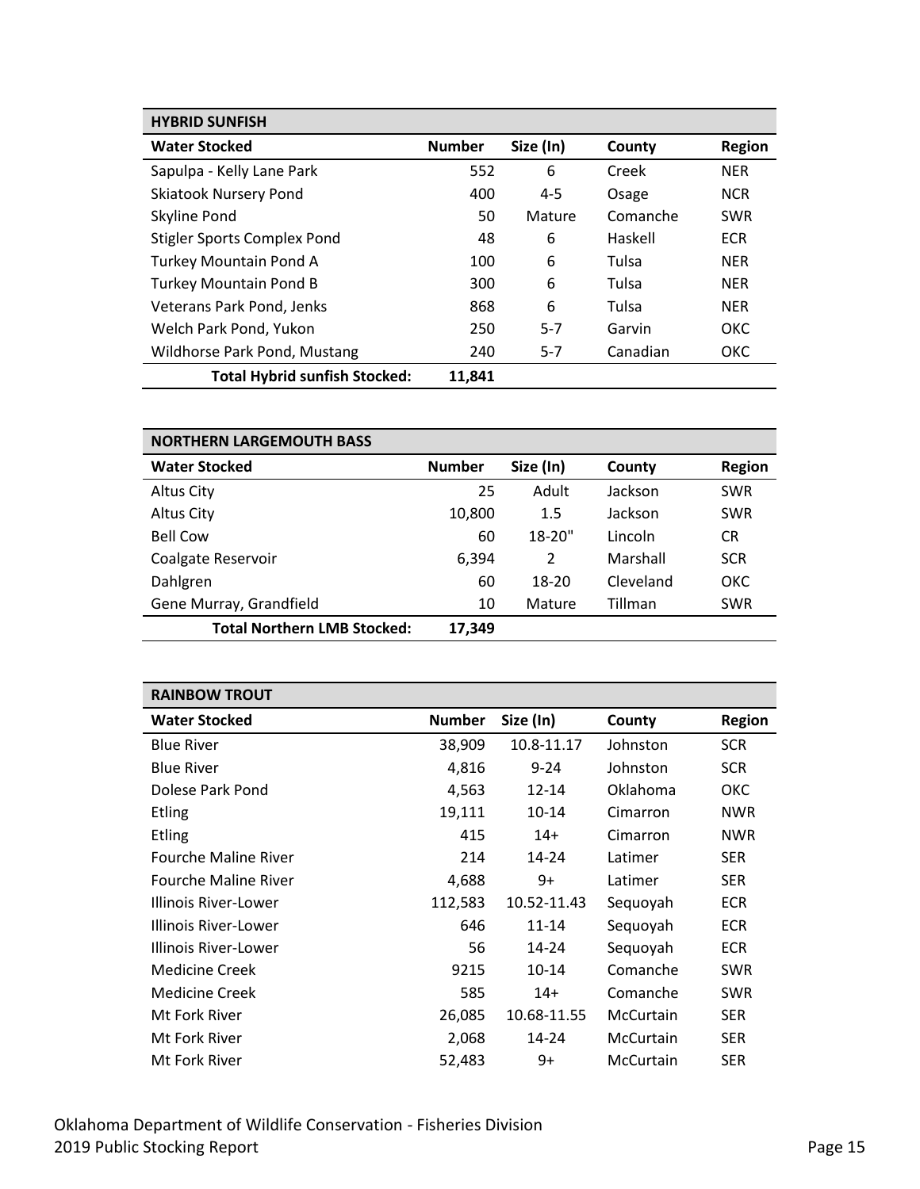| HYBRID SUNFISH | | | | |
|---|---|---|---|---|
| **Water Stocked** | **Number** | **Size (In)** | **County** | **Region** |
| Sapulpa - Kelly Lane Park | 552 | 6 | Creek | NER |
| Skiatook Nursery Pond | 400 | 4-5 | Osage | NCR |
| Skyline Pond | 50 | Mature | Comanche | SWR |
| Stigler Sports Complex Pond | 48 | 6 | Haskell | ECR |
| Turkey Mountain Pond A | 100 | 6 | Tulsa | NER |
| Turkey Mountain Pond B | 300 | 6 | Tulsa | NER |
| Veterans Park Pond, Jenks | 868 | 6 | Tulsa | NER |
| Welch Park Pond, Yukon | 250 | 5-7 | Garvin | OKC |
| Wildhorse Park Pond, Mustang | 240 | 5-7 | Canadian | OKC |
| **Total Hybrid sunfish Stocked:** | **11,841** | | | |

| NORTHERN LARGEMOUTH BASS | | | | |
|---|---|---|---|---|
| **Water Stocked** | **Number** | **Size (In)** | **County** | **Region** |
| Altus City | 25 | Adult | Jackson | SWR |
| Altus City | 10,800 | 1.5 | Jackson | SWR |
| Bell Cow | 60 | 18-20" | Lincoln | CR |
| Coalgate Reservoir | 6,394 | 2 | Marshall | SCR |
| Dahlgren | 60 | 18-20 | Cleveland | OKC |
| Gene Murray, Grandfield | 10 | Mature | Tillman | SWR |
| **Total Northern LMB Stocked:** | **17,349** | | | |

| RAINBOW TROUT | | | | |
|---|---|---|---|---|
| **Water Stocked** | **Number** | **Size (In)** | **County** | **Region** |
| Blue River | 38,909 | 10.8-11.17 | Johnston | SCR |
| Blue River | 4,816 | 9-24 | Johnston | SCR |
| Dolese Park Pond | 4,563 | 12-14 | Oklahoma | OKC |
| Etling | 19,111 | 10-14 | Cimarron | NWR |
| Etling | 415 | 14+ | Cimarron | NWR |
| Fourche Maline River | 214 | 14-24 | Latimer | SER |
| Fourche Maline River | 4,688 | 9+ | Latimer | SER |
| Illinois River-Lower | 112,583 | 10.52-11.43 | Sequoyah | ECR |
| Illinois River-Lower | 646 | 11-14 | Sequoyah | ECR |
| Illinois River-Lower | 56 | 14-24 | Sequoyah | ECR |
| Medicine Creek | 9215 | 10-14 | Comanche | SWR |
| Medicine Creek | 585 | 14+ | Comanche | SWR |
| Mt Fork River | 26,085 | 10.68-11.55 | McCurtain | SER |
| Mt Fork River | 2,068 | 14-24 | McCurtain | SER |
| Mt Fork River | 52,483 | 9+ | McCurtain | SER |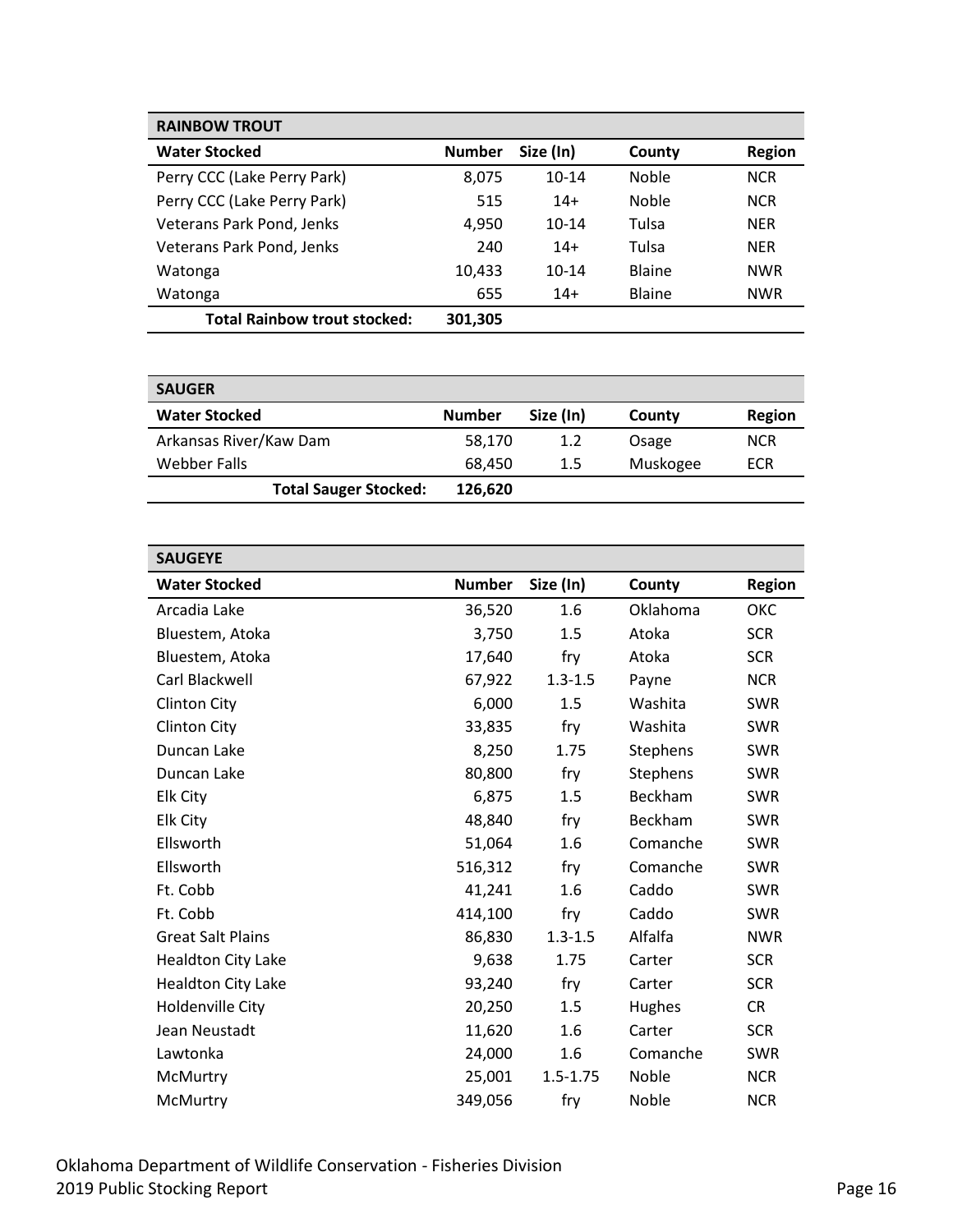| RAINBOW TROUT | | | | |
|---|---|---|---|---|
| **Water Stocked** | **Number** | **Size (In)** | **County** | **Region** |
| Perry CCC (Lake Perry Park) | 8,075 | 10-14 | Noble | NCR |
| Perry CCC (Lake Perry Park) | 515 | 14+ | Noble | NCR |
| Veterans Park Pond, Jenks | 4,950 | 10-14 | Tulsa | NER |
| Veterans Park Pond, Jenks | 240 | 14+ | Tulsa | NER |
| Watonga | 10,433 | 10-14 | Blaine | NWR |
| Watonga | 655 | 14+ | Blaine | NWR |
| **Total Rainbow trout stocked:** | **301,305** | | | |

| SAUGER | | | | |
|---|---|---|---|---|
| **Water Stocked** | **Number** | **Size (In)** | **County** | **Region** |
| Arkansas River/Kaw Dam | 58,170 | 1.2 | Osage | NCR |
| Webber Falls | 68,450 | 1.5 | Muskogee | ECR |
| **Total Sauger Stocked:** | **126,620** | | | |

| SAUGEYE | | | | |
|---|---|---|---|---|
| **Water Stocked** | **Number** | **Size (In)** | **County** | **Region** |
| Arcadia Lake | 36,520 | 1.6 | Oklahoma | OKC |
| Bluestem, Atoka | 3,750 | 1.5 | Atoka | SCR |
| Bluestem, Atoka | 17,640 | fry | Atoka | SCR |
| Carl Blackwell | 67,922 | 1.3-1.5 | Payne | NCR |
| Clinton City | 6,000 | 1.5 | Washita | SWR |
| Clinton City | 33,835 | fry | Washita | SWR |
| Duncan Lake | 8,250 | 1.75 | Stephens | SWR |
| Duncan Lake | 80,800 | fry | Stephens | SWR |
| Elk City | 6,875 | 1.5 | Beckham | SWR |
| Elk City | 48,840 | fry | Beckham | SWR |
| Ellsworth | 51,064 | 1.6 | Comanche | SWR |
| Ellsworth | 516,312 | fry | Comanche | SWR |
| Ft. Cobb | 41,241 | 1.6 | Caddo | SWR |
| Ft. Cobb | 414,100 | fry | Caddo | SWR |
| Great Salt Plains | 86,830 | 1.3-1.5 | Alfalfa | NWR |
| Healdton City Lake | 9,638 | 1.75 | Carter | SCR |
| Healdton City Lake | 93,240 | fry | Carter | SCR |
| Holdenville City | 20,250 | 1.5 | Hughes | CR |
| Jean Neustadt | 11,620 | 1.6 | Carter | SCR |
| Lawtonka | 24,000 | 1.6 | Comanche | SWR |
| McMurtry | 25,001 | 1.5-1.75 | Noble | NCR |
| McMurtry | 349,056 | fry | Noble | NCR |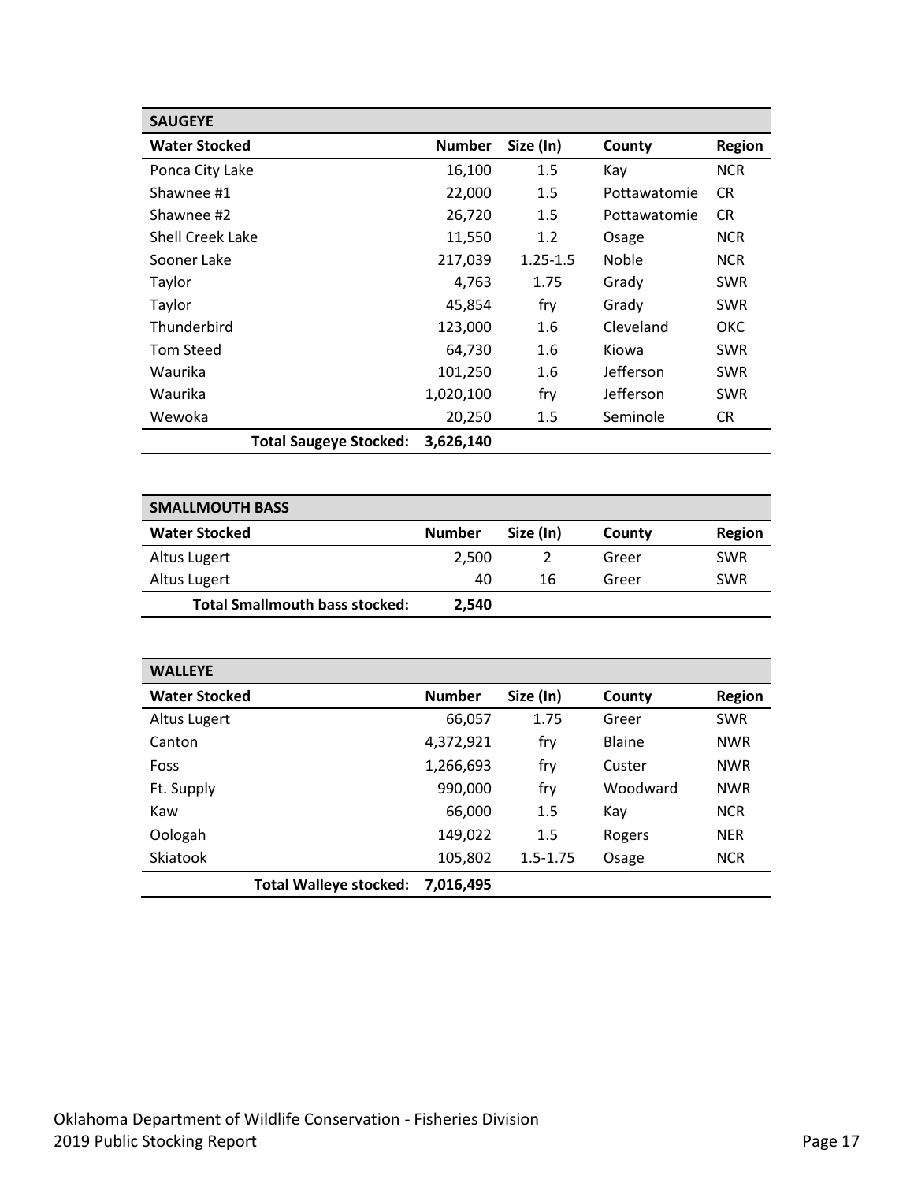| SAUGEYE | | | | |
|---|---|---|---|---|
| **Water Stocked** | **Number** | **Size (In)** | **County** | **Region** |
| Ponca City Lake | 16,100 | 1.5 | Kay | NCR |
| Shawnee #1 | 22,000 | 1.5 | Pottawatomie | CR |
| Shawnee #2 | 26,720 | 1.5 | Pottawatomie | CR |
| Shell Creek Lake | 11,550 | 1.2 | Osage | NCR |
| Sooner Lake | 217,039 | 1.25-1.5 | Noble | NCR |
| Taylor | 4,763 | 1.75 | Grady | SWR |
| Taylor | 45,854 | fry | Grady | SWR |
| Thunderbird | 123,000 | 1.6 | Cleveland | OKC |
| Tom Steed | 64,730 | 1.6 | Kiowa | SWR |
| Waurika | 101,250 | 1.6 | Jefferson | SWR |
| Waurika | 1,020,100 | fry | Jefferson | SWR |
| Wewoka | 20,250 | 1.5 | Seminole | CR |
| **Total Saugeye Stocked:** | **3,626,140** | | | |

| SMALLMOUTH BASS | | | | |
|---|---|---|---|---|
| **Water Stocked** | **Number** | **Size (In)** | **County** | **Region** |
| Altus Lugert | 2,500 | 2 | Greer | SWR |
| Altus Lugert | 40 | 16 | Greer | SWR |
| **Total Smallmouth bass stocked:** | **2,540** | | | |

| WALLEYE | | | | |
|---|---|---|---|---|
| **Water Stocked** | **Number** | **Size (In)** | **County** | **Region** |
| Altus Lugert | 66,057 | 1.75 | Greer | SWR |
| Canton | 4,372,921 | fry | Blaine | NWR |
| Foss | 1,266,693 | fry | Custer | NWR |
| Ft. Supply | 990,000 | fry | Woodward | NWR |
| Kaw | 66,000 | 1.5 | Kay | NCR |
| Oologah | 149,022 | 1.5 | Rogers | NER |
| Skiatook | 105,802 | 1.5-1.75 | Osage | NCR |
| **Total Walleye stocked:** | **7,016,495** | | | |